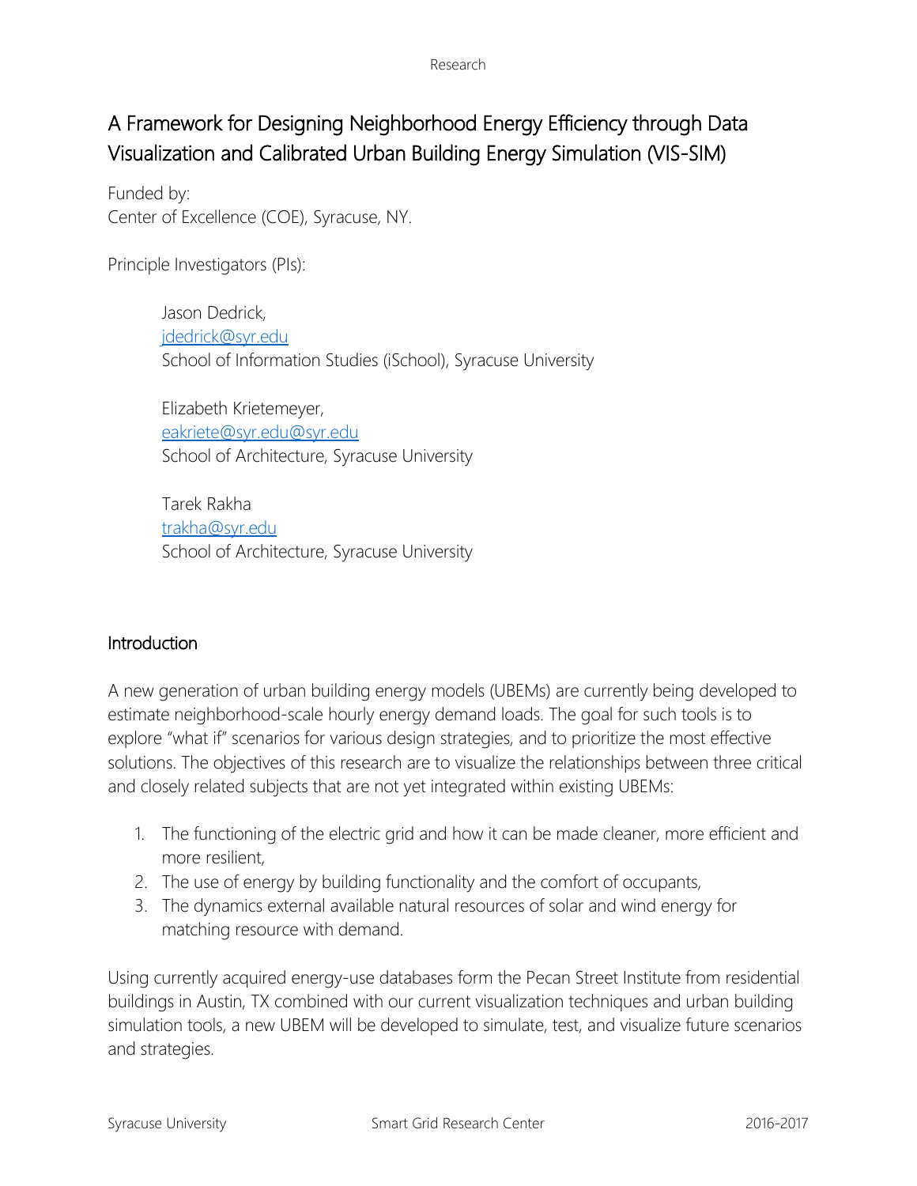# A Framework for Designing Neighborhood Energy Efficiency through Data Visualization and Calibrated Urban Building Energy Simulation (VIS-SIM)

Funded by:
Center of Excellence (COE), Syracuse, NY.

Principle Investigators (PIs):

> Jason Dedrick,
> jdedrick@syr.edu
> School of Information Studies (iSchool), Syracuse University
>
> Elizabeth Krietemeyer,
> eakriete@syr.edu@syr.edu
> School of Architecture, Syracuse University
>
> Tarek Rakha
> trakha@syr.edu
> School of Architecture, Syracuse University

## Introduction

A new generation of urban building energy models (UBEMs) are currently being developed to estimate neighborhood-scale hourly energy demand loads. The goal for such tools is to explore "what if" scenarios for various design strategies, and to prioritize the most effective solutions. The objectives of this research are to visualize the relationships between three critical and closely related subjects that are not yet integrated within existing UBEMs:

1. The functioning of the electric grid and how it can be made cleaner, more efficient and more resilient,
2. The use of energy by building functionality and the comfort of occupants,
3. The dynamics external available natural resources of solar and wind energy for matching resource with demand.

Using currently acquired energy-use databases form the Pecan Street Institute from residential buildings in Austin, TX combined with our current visualization techniques and urban building simulation tools, a new UBEM will be developed to simulate, test, and visualize future scenarios and strategies.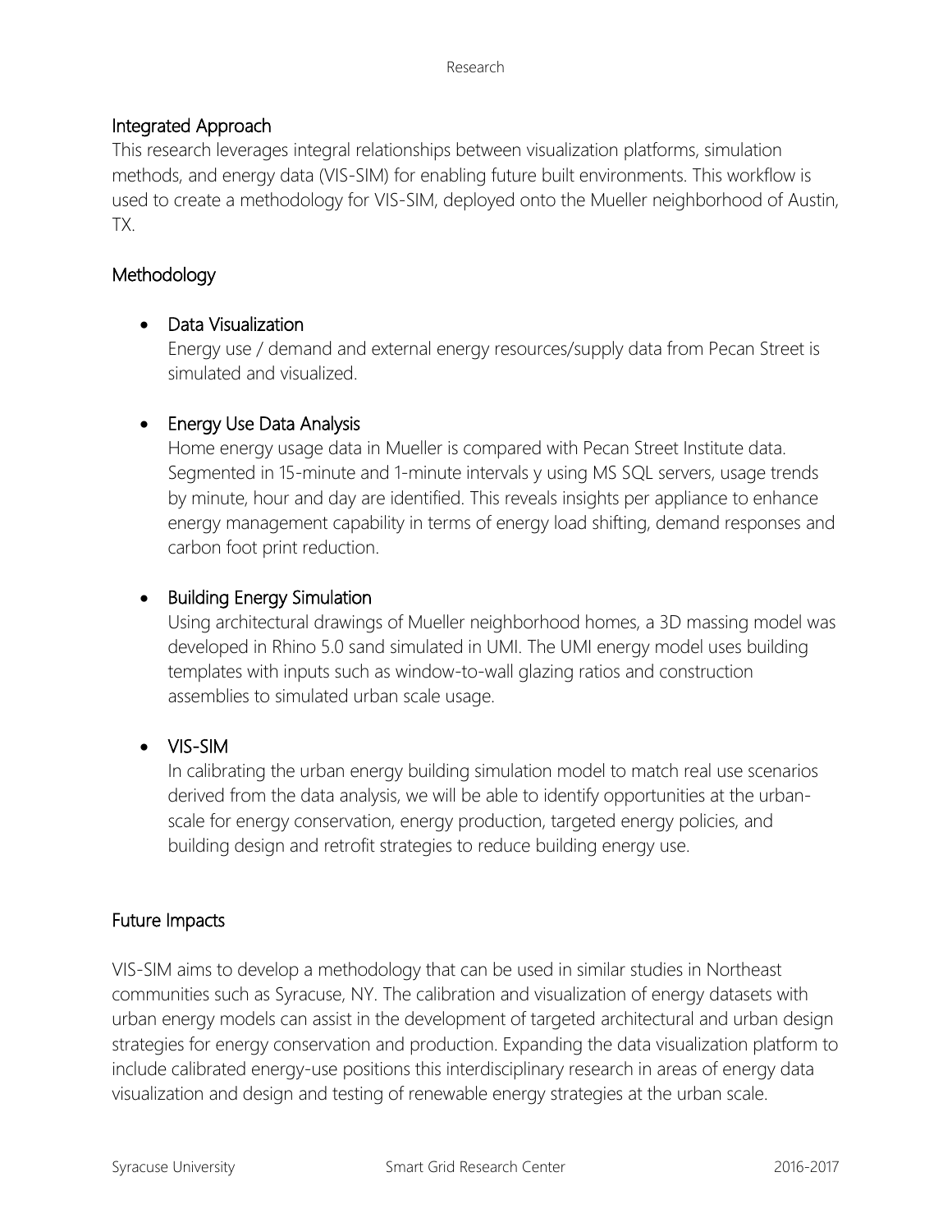## Integrated Approach

This research leverages integral relationships between visualization platforms, simulation methods, and energy data (VIS-SIM) for enabling future built environments. This workflow is used to create a methodology for VIS-SIM, deployed onto the Mueller neighborhood of Austin, TX.

## Methodology

- **Data Visualization**
  Energy use / demand and external energy resources/supply data from Pecan Street is simulated and visualized.

- **Energy Use Data Analysis**
  Home energy usage data in Mueller is compared with Pecan Street Institute data. Segmented in 15-minute and 1-minute intervals y using MS SQL servers, usage trends by minute, hour and day are identified. This reveals insights per appliance to enhance energy management capability in terms of energy load shifting, demand responses and carbon foot print reduction.

- **Building Energy Simulation**
  Using architectural drawings of Mueller neighborhood homes, a 3D massing model was developed in Rhino 5.0 sand simulated in UMI. The UMI energy model uses building templates with inputs such as window-to-wall glazing ratios and construction assemblies to simulated urban scale usage.

- **VIS-SIM**
  In calibrating the urban energy building simulation model to match real use scenarios derived from the data analysis, we will be able to identify opportunities at the urban-scale for energy conservation, energy production, targeted energy policies, and building design and retrofit strategies to reduce building energy use.

## Future Impacts

VIS-SIM aims to develop a methodology that can be used in similar studies in Northeast communities such as Syracuse, NY. The calibration and visualization of energy datasets with urban energy models can assist in the development of targeted architectural and urban design strategies for energy conservation and production. Expanding the data visualization platform to include calibrated energy-use positions this interdisciplinary research in areas of energy data visualization and design and testing of renewable energy strategies at the urban scale.